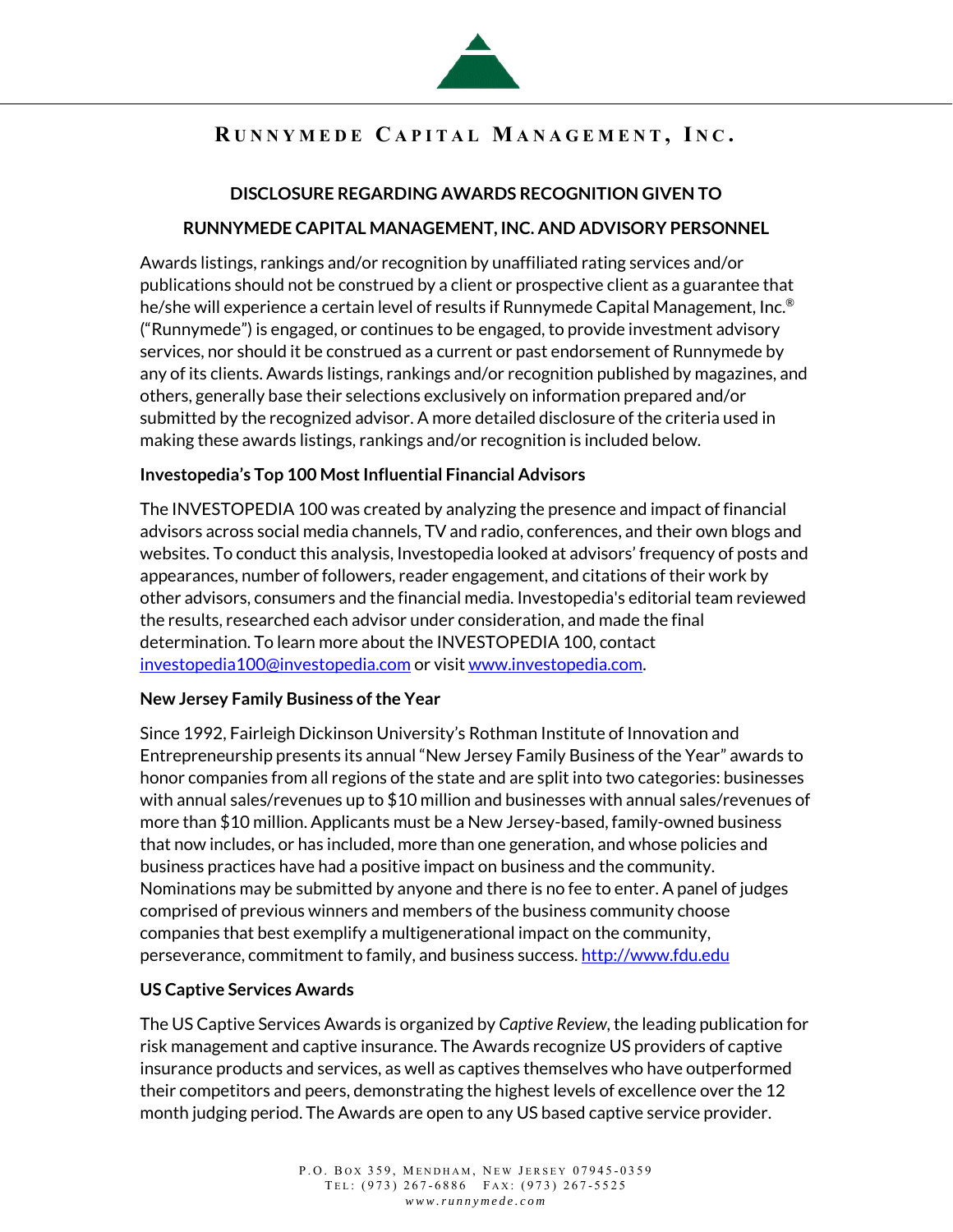# Runnymede Capital Management, Inc.

## DISCLOSURE REGARDING AWARDS RECOGNITION GIVEN TO RUNNYMEDE CAPITAL MANAGEMENT, INC. AND ADVISORY PERSONNEL

Awards listings, rankings and/or recognition by unaffiliated rating services and/or publications should not be construed by a client or prospective client as a guarantee that he/she will experience a certain level of results if Runnymede Capital Management, Inc.® ("Runnymede") is engaged, or continues to be engaged, to provide investment advisory services, nor should it be construed as a current or past endorsement of Runnymede by any of its clients. Awards listings, rankings and/or recognition published by magazines, and others, generally base their selections exclusively on information prepared and/or submitted by the recognized advisor. A more detailed disclosure of the criteria used in making these awards listings, rankings and/or recognition is included below.

**Investopedia's Top 100 Most Influential Financial Advisors**

The INVESTOPEDIA 100 was created by analyzing the presence and impact of financial advisors across social media channels, TV and radio, conferences, and their own blogs and websites. To conduct this analysis, Investopedia looked at advisors' frequency of posts and appearances, number of followers, reader engagement, and citations of their work by other advisors, consumers and the financial media. Investopedia's editorial team reviewed the results, researched each advisor under consideration, and made the final determination. To learn more about the INVESTOPEDIA 100, contact investopedia100@investopedia.com or visit www.investopedia.com.

**New Jersey Family Business of the Year**

Since 1992, Fairleigh Dickinson University's Rothman Institute of Innovation and Entrepreneurship presents its annual "New Jersey Family Business of the Year" awards to honor companies from all regions of the state and are split into two categories: businesses with annual sales/revenues up to $10 million and businesses with annual sales/revenues of more than $10 million. Applicants must be a New Jersey-based, family-owned business that now includes, or has included, more than one generation, and whose policies and business practices have had a positive impact on business and the community. Nominations may be submitted by anyone and there is no fee to enter. A panel of judges comprised of previous winners and members of the business community choose companies that best exemplify a multigenerational impact on the community, perseverance, commitment to family, and business success. http://www.fdu.edu

**US Captive Services Awards**

The US Captive Services Awards is organized by *Captive Review*, the leading publication for risk management and captive insurance. The Awards recognize US providers of captive insurance products and services, as well as captives themselves who have outperformed their competitors and peers, demonstrating the highest levels of excellence over the 12 month judging period. The Awards are open to any US based captive service provider.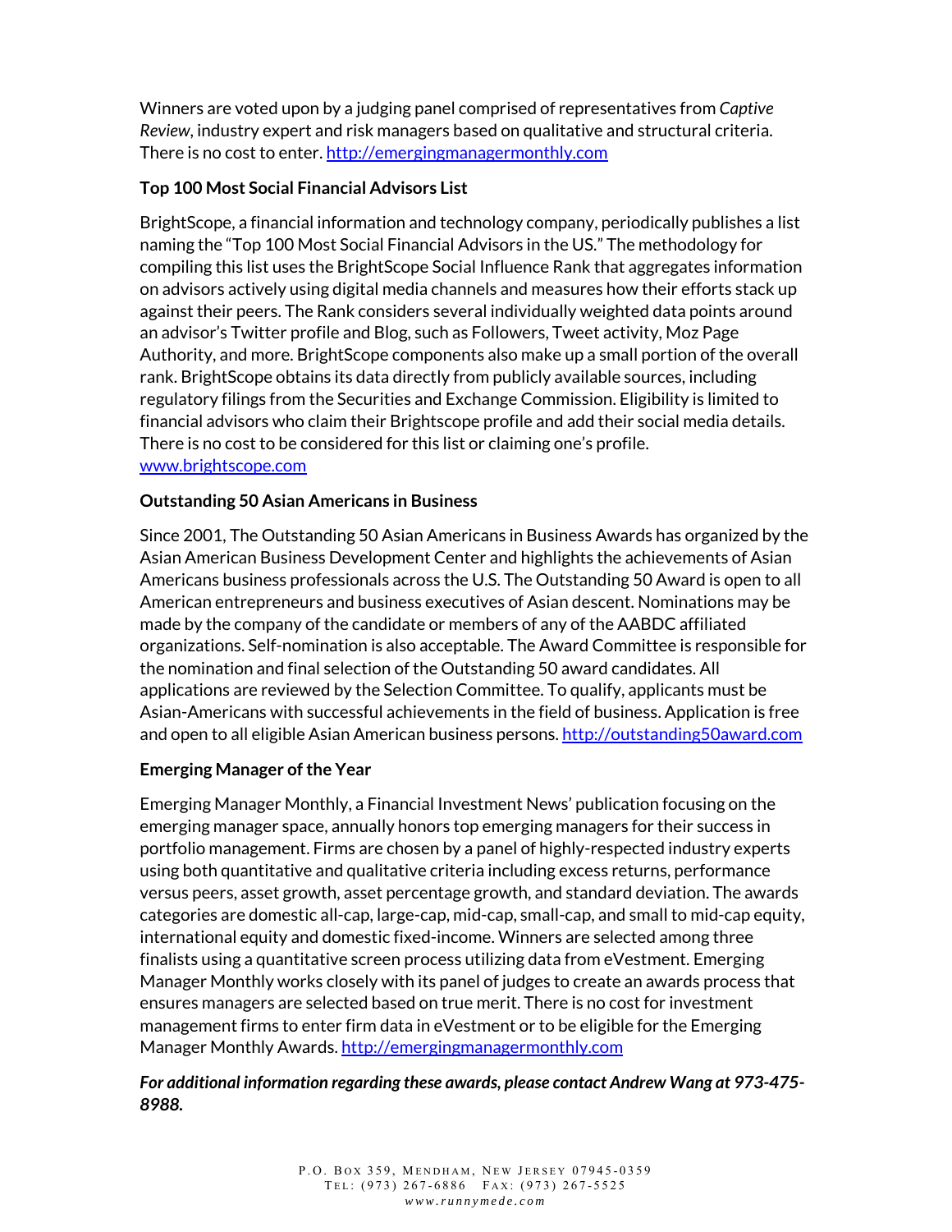Winners are voted upon by a judging panel comprised of representatives from *Captive Review*, industry expert and risk managers based on qualitative and structural criteria. There is no cost to enter. http://emergingmanagermonthly.com

**Top 100 Most Social Financial Advisors List**

BrightScope, a financial information and technology company, periodically publishes a list naming the "Top 100 Most Social Financial Advisors in the US." The methodology for compiling this list uses the BrightScope Social Influence Rank that aggregates information on advisors actively using digital media channels and measures how their efforts stack up against their peers. The Rank considers several individually weighted data points around an advisor's Twitter profile and Blog, such as Followers, Tweet activity, Moz Page Authority, and more. BrightScope components also make up a small portion of the overall rank. BrightScope obtains its data directly from publicly available sources, including regulatory filings from the Securities and Exchange Commission. Eligibility is limited to financial advisors who claim their Brightscope profile and add their social media details. There is no cost to be considered for this list or claiming one's profile. www.brightscope.com

**Outstanding 50 Asian Americans in Business**

Since 2001, The Outstanding 50 Asian Americans in Business Awards has organized by the Asian American Business Development Center and highlights the achievements of Asian Americans business professionals across the U.S. The Outstanding 50 Award is open to all American entrepreneurs and business executives of Asian descent. Nominations may be made by the company of the candidate or members of any of the AABDC affiliated organizations. Self-nomination is also acceptable. The Award Committee is responsible for the nomination and final selection of the Outstanding 50 award candidates. All applications are reviewed by the Selection Committee. To qualify, applicants must be Asian-Americans with successful achievements in the field of business. Application is free and open to all eligible Asian American business persons. http://outstanding50award.com

**Emerging Manager of the Year**

Emerging Manager Monthly, a Financial Investment News' publication focusing on the emerging manager space, annually honors top emerging managers for their success in portfolio management. Firms are chosen by a panel of highly-respected industry experts using both quantitative and qualitative criteria including excess returns, performance versus peers, asset growth, asset percentage growth, and standard deviation. The awards categories are domestic all-cap, large-cap, mid-cap, small-cap, and small to mid-cap equity, international equity and domestic fixed-income. Winners are selected among three finalists using a quantitative screen process utilizing data from eVestment. Emerging Manager Monthly works closely with its panel of judges to create an awards process that ensures managers are selected based on true merit. There is no cost for investment management firms to enter firm data in eVestment or to be eligible for the Emerging Manager Monthly Awards. http://emergingmanagermonthly.com

***For additional information regarding these awards, please contact Andrew Wang at 973-475-8988.***

P.O. Box 359, Mendham, New Jersey 07945-0359
Tel: (973) 267-6886 Fax: (973) 267-5525
*www.runnymede.com*